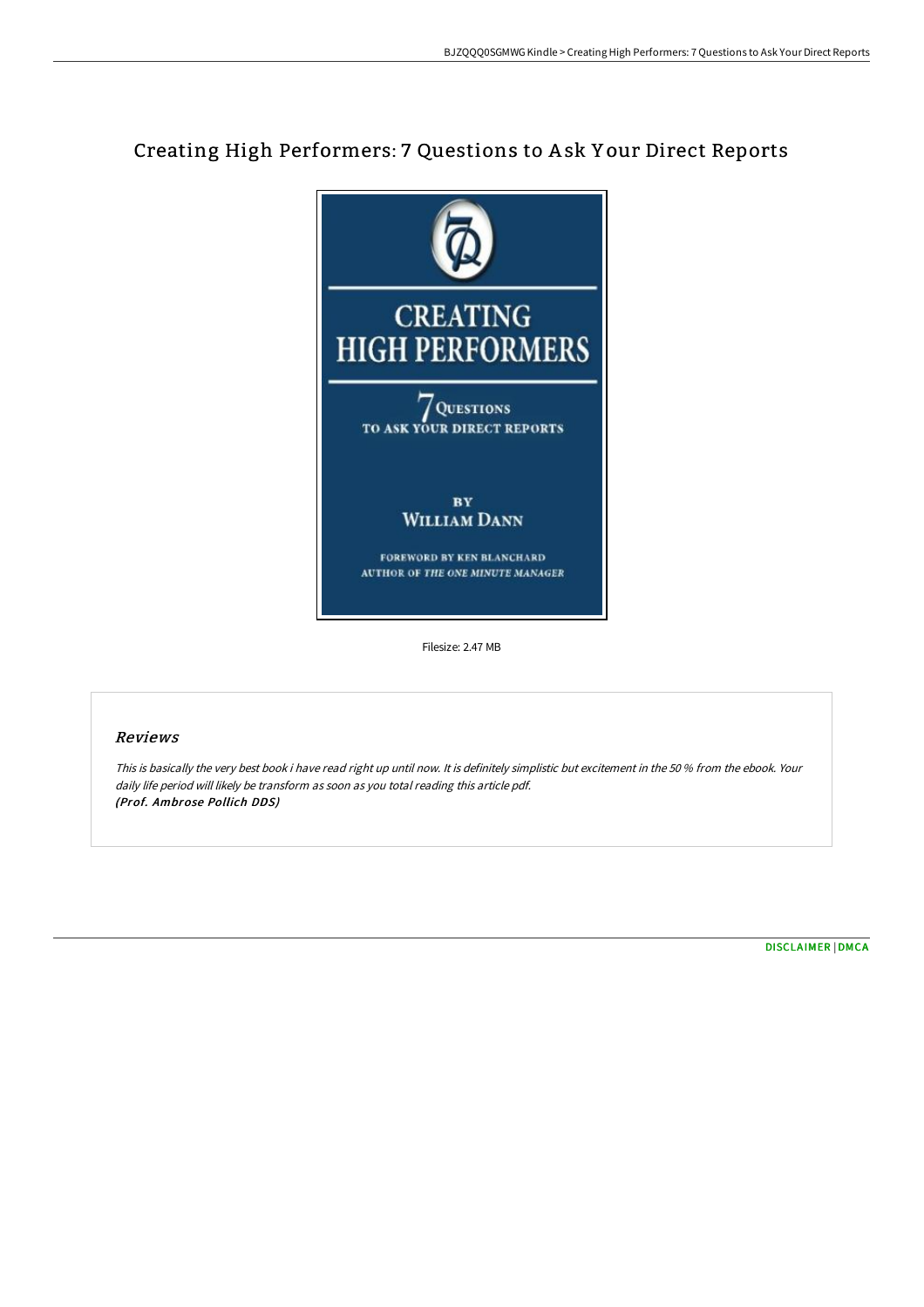# Creating High Performers: 7 Questions to Ask Your Direct Reports

Filesize: 2.47 MB

## Reviews

*This is basically the very best book i have read right up until now. It is definitely simplistic but excitement in the 50 % from the ebook. Your daily life period will likely be transform as soon as you total reading this article pdf.*
***(Prof. Ambrose Pollich DDS)***

DISCLAIMER | DMCA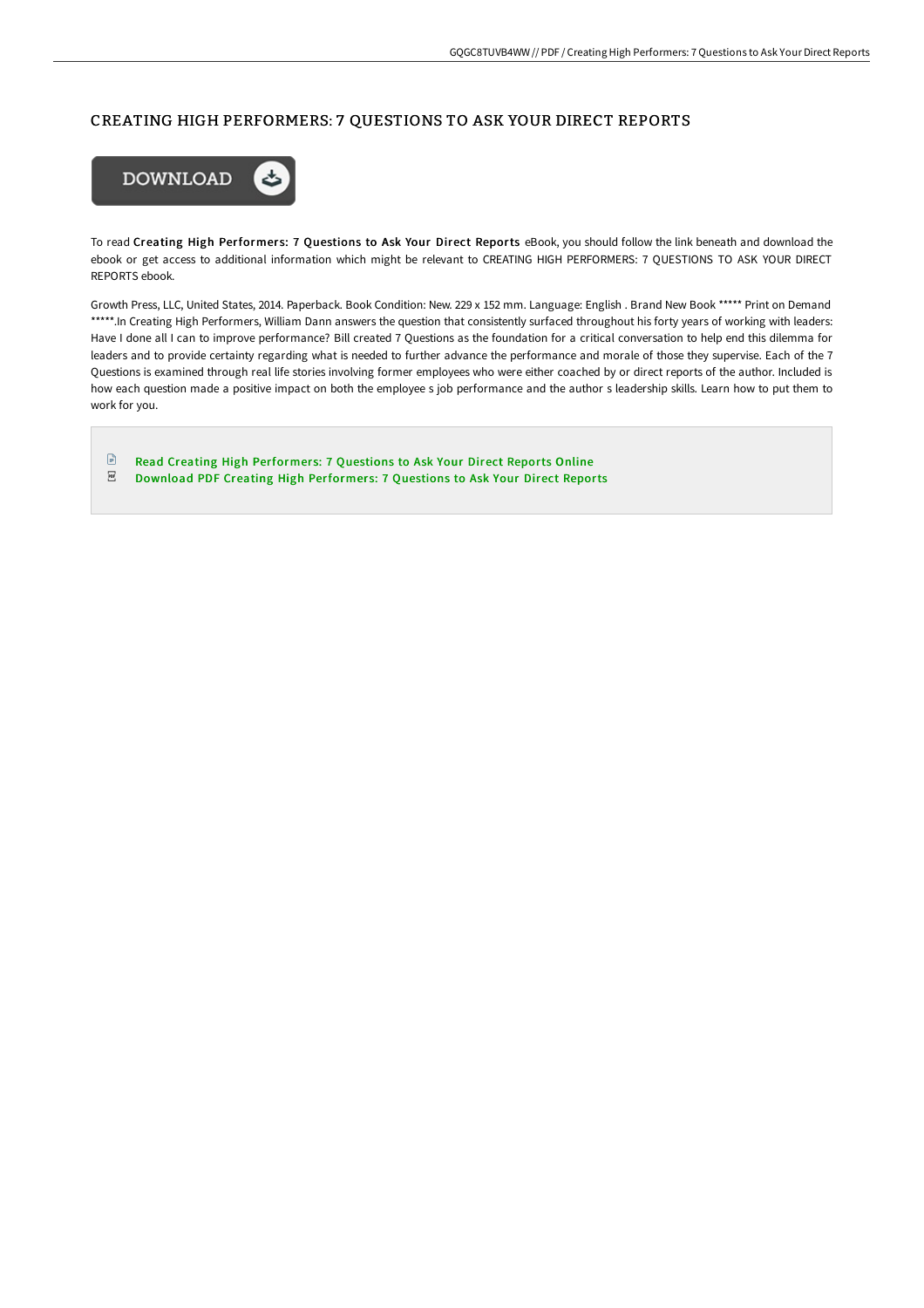# CREATING HIGH PERFORMERS: 7 QUESTIONS TO ASK YOUR DIRECT REPORTS

DOWNLOAD

To read **Creating High Performers: 7 Questions to Ask Your Direct Reports** eBook, you should follow the link beneath and download the ebook or get access to additional information which might be relevant to CREATING HIGH PERFORMERS: 7 QUESTIONS TO ASK YOUR DIRECT REPORTS ebook.

Growth Press, LLC, United States, 2014. Paperback. Book Condition: New. 229 x 152 mm. Language: English . Brand New Book ***** Print on Demand *****.In Creating High Performers, William Dann answers the question that consistently surfaced throughout his forty years of working with leaders: Have I done all I can to improve performance? Bill created 7 Questions as the foundation for a critical conversation to help end this dilemma for leaders and to provide certainty regarding what is needed to further advance the performance and morale of those they supervise. Each of the 7 Questions is examined through real life stories involving former employees who were either coached by or direct reports of the author. Included is how each question made a positive impact on both the employee s job performance and the author s leadership skills. Learn how to put them to work for you.

- Read Creating High Performers: 7 Questions to Ask Your Direct Reports Online
- Download PDF Creating High Performers: 7 Questions to Ask Your Direct Reports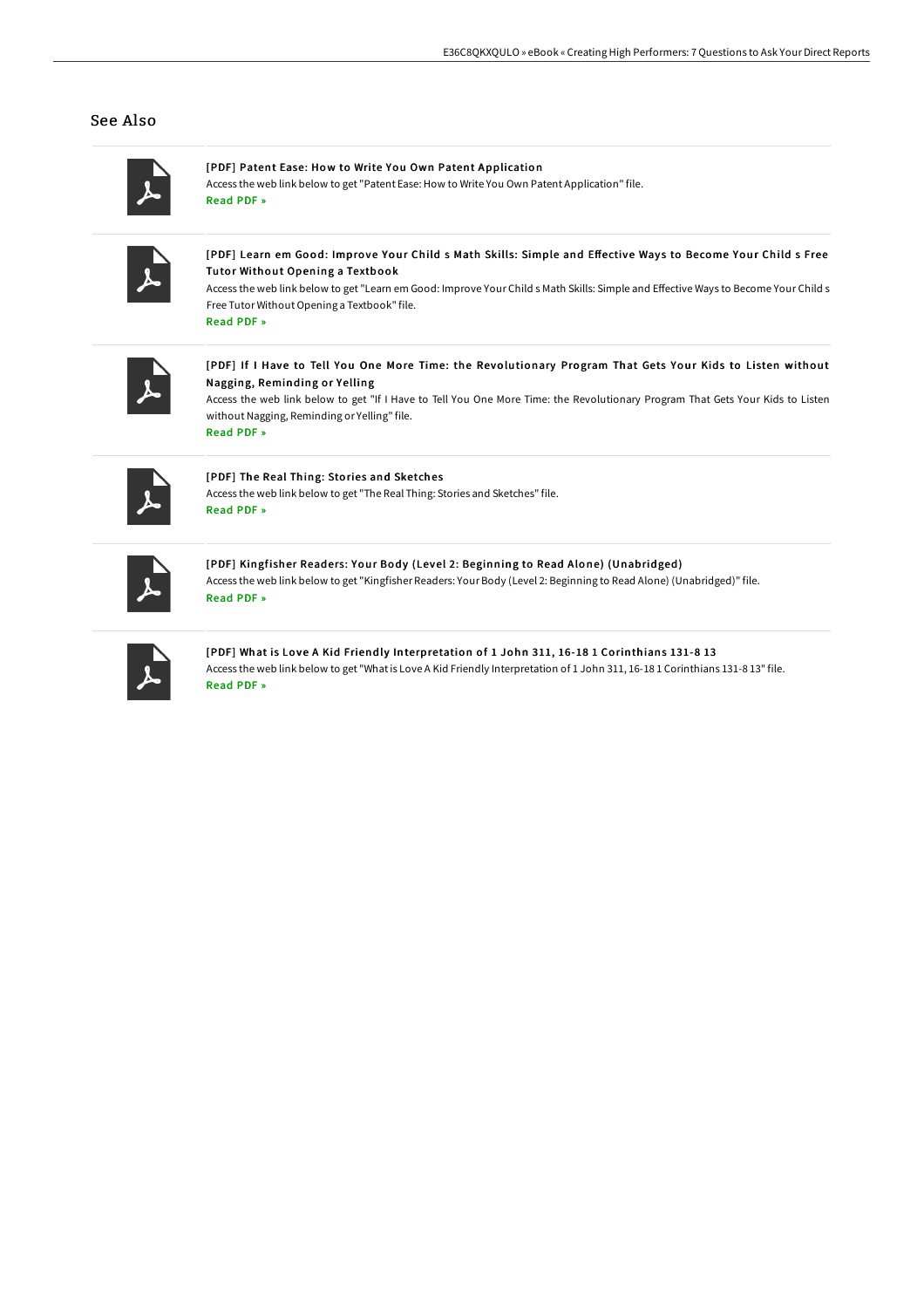## See Also

[PDF] Patent Ease: How to Write You Own Patent Application

Access the web link below to get "Patent Ease: How to Write You Own Patent Application" file.

Read PDF »

[PDF] Learn em Good: Improve Your Child s Math Skills: Simple and Effective Ways to Become Your Child s Free Tutor Without Opening a Textbook

Access the web link below to get "Learn em Good: Improve Your Child s Math Skills: Simple and Effective Ways to Become Your Child s Free Tutor Without Opening a Textbook" file.

Read PDF »

[PDF] If I Have to Tell You One More Time: the Revolutionary Program That Gets Your Kids to Listen without Nagging, Reminding or Yelling

Access the web link below to get "If I Have to Tell You One More Time: the Revolutionary Program That Gets Your Kids to Listen without Nagging, Reminding or Yelling" file.

Read PDF »

[PDF] The Real Thing: Stories and Sketches

Access the web link below to get "The Real Thing: Stories and Sketches" file.

Read PDF »

[PDF] Kingfisher Readers: Your Body (Level 2: Beginning to Read Alone) (Unabridged)

Access the web link below to get "Kingfisher Readers: Your Body (Level 2: Beginning to Read Alone) (Unabridged)" file.

Read PDF »

[PDF] What is Love A Kid Friendly Interpretation of 1 John 311, 16-18 1 Corinthians 131-8 13

Access the web link below to get "What is Love A Kid Friendly Interpretation of 1 John 311, 16-18 1 Corinthians 131-8 13" file.

Read PDF »